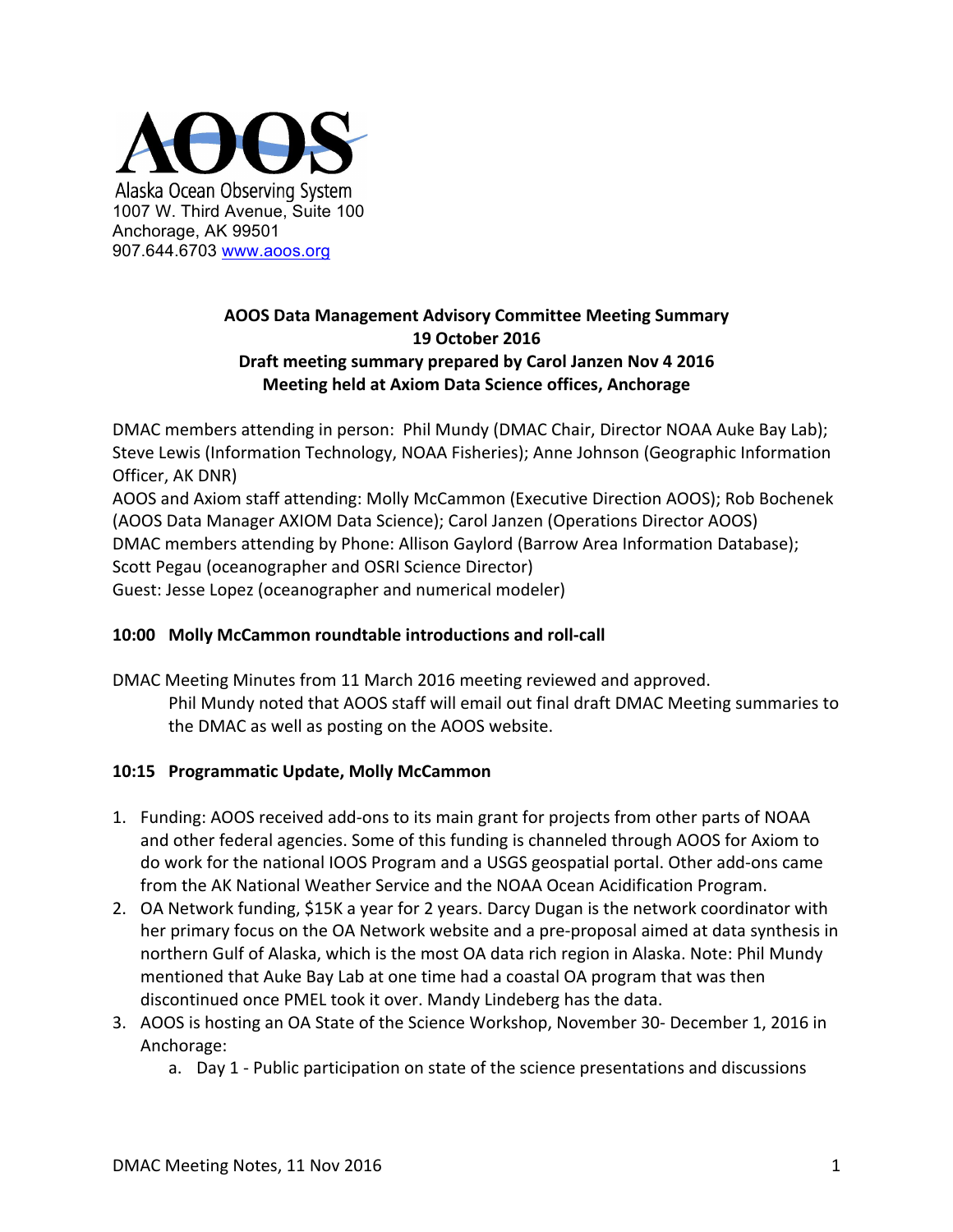AOOS

Alaska Ocean Observing System
1007 W. Third Avenue, Suite 100
Anchorage, AK 99501
907.644.6703 www.aoos.org

**AOOS Data Management Advisory Committee Meeting Summary**
**19 October 2016**
**Draft meeting summary prepared by Carol Janzen Nov 4 2016**
**Meeting held at Axiom Data Science offices, Anchorage**

DMAC members attending in person: Phil Mundy (DMAC Chair, Director NOAA Auke Bay Lab); Steve Lewis (Information Technology, NOAA Fisheries); Anne Johnson (Geographic Information Officer, AK DNR)
AOOS and Axiom staff attending: Molly McCammon (Executive Direction AOOS); Rob Bochenek (AOOS Data Manager AXIOM Data Science); Carol Janzen (Operations Director AOOS)
DMAC members attending by Phone: Allison Gaylord (Barrow Area Information Database); Scott Pegau (oceanographer and OSRI Science Director)
Guest: Jesse Lopez (oceanographer and numerical modeler)

### 10:00 Molly McCammon roundtable introductions and roll-call

DMAC Meeting Minutes from 11 March 2016 meeting reviewed and approved.

Phil Mundy noted that AOOS staff will email out final draft DMAC Meeting summaries to the DMAC as well as posting on the AOOS website.

### 10:15 Programmatic Update, Molly McCammon

1. Funding: AOOS received add-ons to its main grant for projects from other parts of NOAA and other federal agencies. Some of this funding is channeled through AOOS for Axiom to do work for the national IOOS Program and a USGS geospatial portal. Other add-ons came from the AK National Weather Service and the NOAA Ocean Acidification Program.
2. OA Network funding, $15K a year for 2 years. Darcy Dugan is the network coordinator with her primary focus on the OA Network website and a pre-proposal aimed at data synthesis in northern Gulf of Alaska, which is the most OA data rich region in Alaska. Note: Phil Mundy mentioned that Auke Bay Lab at one time had a coastal OA program that was then discontinued once PMEL took it over. Mandy Lindeberg has the data.
3. AOOS is hosting an OA State of the Science Workshop, November 30- December 1, 2016 in Anchorage:
   a. Day 1 - Public participation on state of the science presentations and discussions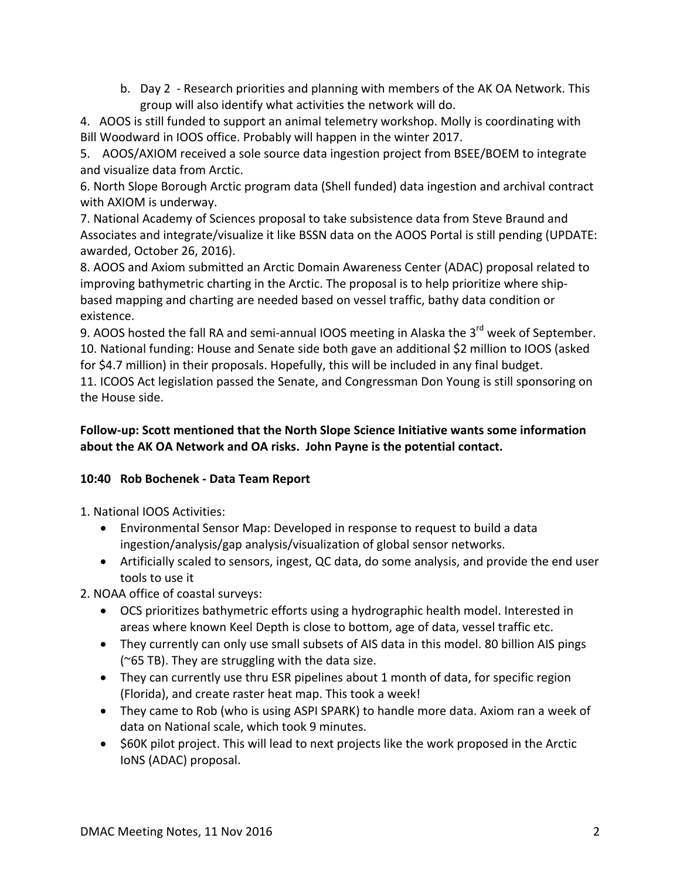b. Day 2 - Research priorities and planning with members of the AK OA Network. This group will also identify what activities the network will do.

4. AOOS is still funded to support an animal telemetry workshop. Molly is coordinating with Bill Woodward in IOOS office. Probably will happen in the winter 2017.

5. AOOS/AXIOM received a sole source data ingestion project from BSEE/BOEM to integrate and visualize data from Arctic.

6. North Slope Borough Arctic program data (Shell funded) data ingestion and archival contract with AXIOM is underway.

7. National Academy of Sciences proposal to take subsistence data from Steve Braund and Associates and integrate/visualize it like BSSN data on the AOOS Portal is still pending (UPDATE: awarded, October 26, 2016).

8. AOOS and Axiom submitted an Arctic Domain Awareness Center (ADAC) proposal related to improving bathymetric charting in the Arctic. The proposal is to help prioritize where ship-based mapping and charting are needed based on vessel traffic, bathy data condition or existence.

9. AOOS hosted the fall RA and semi-annual IOOS meeting in Alaska the 3rd week of September.

10. National funding: House and Senate side both gave an additional $2 million to IOOS (asked for $4.7 million) in their proposals. Hopefully, this will be included in any final budget.

11. ICOOS Act legislation passed the Senate, and Congressman Don Young is still sponsoring on the House side.

**Follow-up: Scott mentioned that the North Slope Science Initiative wants some information about the AK OA Network and OA risks. John Payne is the potential contact.**

**10:40 Rob Bochenek - Data Team Report**

1. National IOOS Activities:
   - Environmental Sensor Map: Developed in response to request to build a data ingestion/analysis/gap analysis/visualization of global sensor networks.
   - Artificially scaled to sensors, ingest, QC data, do some analysis, and provide the end user tools to use it

2. NOAA office of coastal surveys:
   - OCS prioritizes bathymetric efforts using a hydrographic health model. Interested in areas where known Keel Depth is close to bottom, age of data, vessel traffic etc.
   - They currently can only use small subsets of AIS data in this model. 80 billion AIS pings (~65 TB). They are struggling with the data size.
   - They can currently use thru ESR pipelines about 1 month of data, for specific region (Florida), and create raster heat map. This took a week!
   - They came to Rob (who is using ASPI SPARK) to handle more data. Axiom ran a week of data on National scale, which took 9 minutes.
   - $60K pilot project. This will lead to next projects like the work proposed in the Arctic IoNS (ADAC) proposal.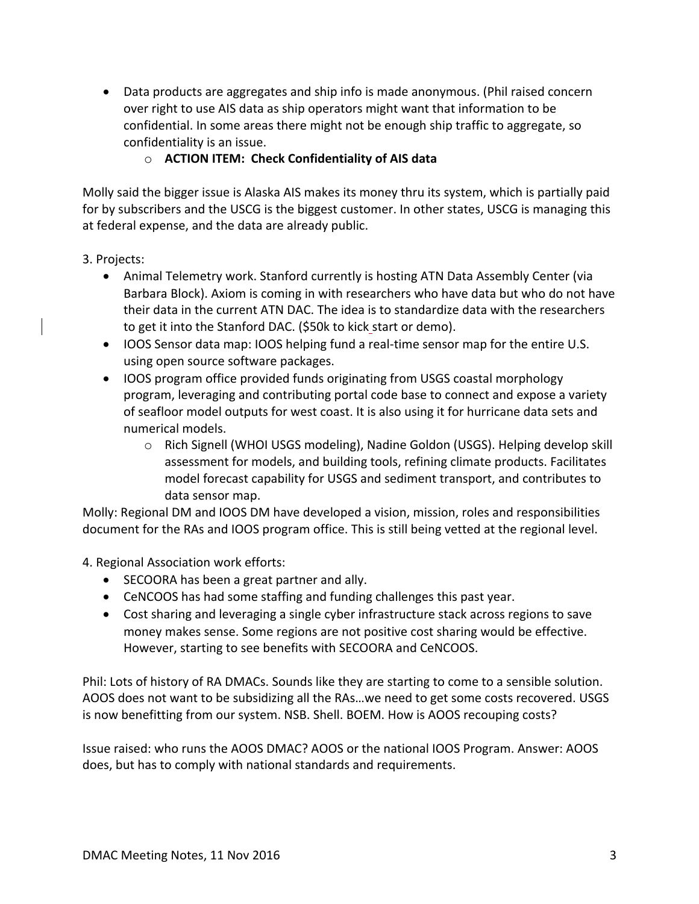- Data products are aggregates and ship info is made anonymous. (Phil raised concern over right to use AIS data as ship operators might want that information to be confidential. In some areas there might not be enough ship traffic to aggregate, so confidentiality is an issue.
    - **ACTION ITEM: Check Confidentiality of AIS data**

Molly said the bigger issue is Alaska AIS makes its money thru its system, which is partially paid for by subscribers and the USCG is the biggest customer. In other states, USCG is managing this at federal expense, and the data are already public.

3. Projects:

- Animal Telemetry work. Stanford currently is hosting ATN Data Assembly Center (via Barbara Block). Axiom is coming in with researchers who have data but who do not have their data in the current ATN DAC. The idea is to standardize data with the researchers to get it into the Stanford DAC. ($50k to kick start or demo).
- IOOS Sensor data map: IOOS helping fund a real-time sensor map for the entire U.S. using open source software packages.
- IOOS program office provided funds originating from USGS coastal morphology program, leveraging and contributing portal code base to connect and expose a variety of seafloor model outputs for west coast. It is also using it for hurricane data sets and numerical models.
    - Rich Signell (WHOI USGS modeling), Nadine Goldon (USGS). Helping develop skill assessment for models, and building tools, refining climate products. Facilitates model forecast capability for USGS and sediment transport, and contributes to data sensor map.

Molly: Regional DM and IOOS DM have developed a vision, mission, roles and responsibilities document for the RAs and IOOS program office. This is still being vetted at the regional level.

4. Regional Association work efforts:

- SECOORA has been a great partner and ally.
- CeNCOOS has had some staffing and funding challenges this past year.
- Cost sharing and leveraging a single cyber infrastructure stack across regions to save money makes sense. Some regions are not positive cost sharing would be effective. However, starting to see benefits with SECOORA and CeNCOOS.

Phil: Lots of history of RA DMACs. Sounds like they are starting to come to a sensible solution. AOOS does not want to be subsidizing all the RAs…we need to get some costs recovered. USGS is now benefitting from our system. NSB. Shell. BOEM. How is AOOS recouping costs?

Issue raised: who runs the AOOS DMAC? AOOS or the national IOOS Program. Answer: AOOS does, but has to comply with national standards and requirements.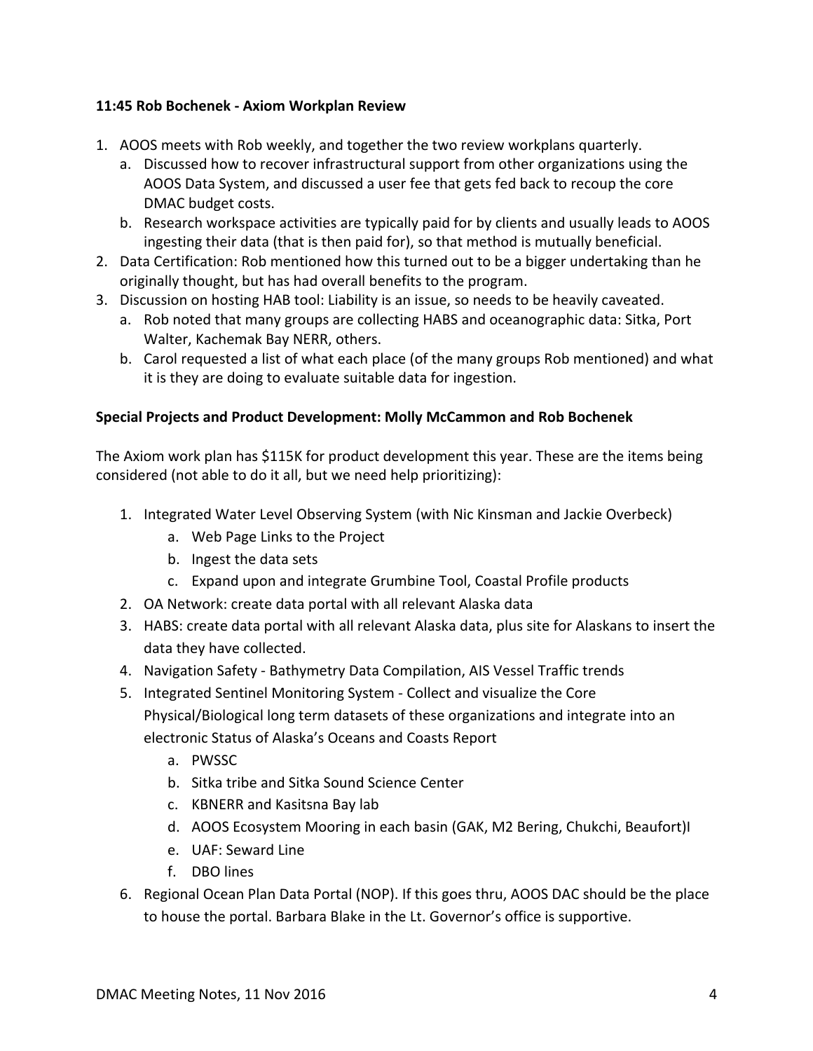**11:45 Rob Bochenek - Axiom Workplan Review**

1. AOOS meets with Rob weekly, and together the two review workplans quarterly.
   a. Discussed how to recover infrastructural support from other organizations using the AOOS Data System, and discussed a user fee that gets fed back to recoup the core DMAC budget costs.
   b. Research workspace activities are typically paid for by clients and usually leads to AOOS ingesting their data (that is then paid for), so that method is mutually beneficial.
2. Data Certification: Rob mentioned how this turned out to be a bigger undertaking than he originally thought, but has had overall benefits to the program.
3. Discussion on hosting HAB tool: Liability is an issue, so needs to be heavily caveated.
   a. Rob noted that many groups are collecting HABS and oceanographic data: Sitka, Port Walter, Kachemak Bay NERR, others.
   b. Carol requested a list of what each place (of the many groups Rob mentioned) and what it is they are doing to evaluate suitable data for ingestion.

**Special Projects and Product Development: Molly McCammon and Rob Bochenek**

The Axiom work plan has $115K for product development this year. These are the items being considered (not able to do it all, but we need help prioritizing):

1. Integrated Water Level Observing System (with Nic Kinsman and Jackie Overbeck)
   a. Web Page Links to the Project
   b. Ingest the data sets
   c. Expand upon and integrate Grumbine Tool, Coastal Profile products
2. OA Network: create data portal with all relevant Alaska data
3. HABS: create data portal with all relevant Alaska data, plus site for Alaskans to insert the data they have collected.
4. Navigation Safety - Bathymetry Data Compilation, AIS Vessel Traffic trends
5. Integrated Sentinel Monitoring System - Collect and visualize the Core Physical/Biological long term datasets of these organizations and integrate into an electronic Status of Alaska's Oceans and Coasts Report
   a. PWSSC
   b. Sitka tribe and Sitka Sound Science Center
   c. KBNERR and Kasitsna Bay lab
   d. AOOS Ecosystem Mooring in each basin (GAK, M2 Bering, Chukchi, Beaufort)I
   e. UAF: Seward Line
   f. DBO lines
6. Regional Ocean Plan Data Portal (NOP). If this goes thru, AOOS DAC should be the place to house the portal. Barbara Blake in the Lt. Governor's office is supportive.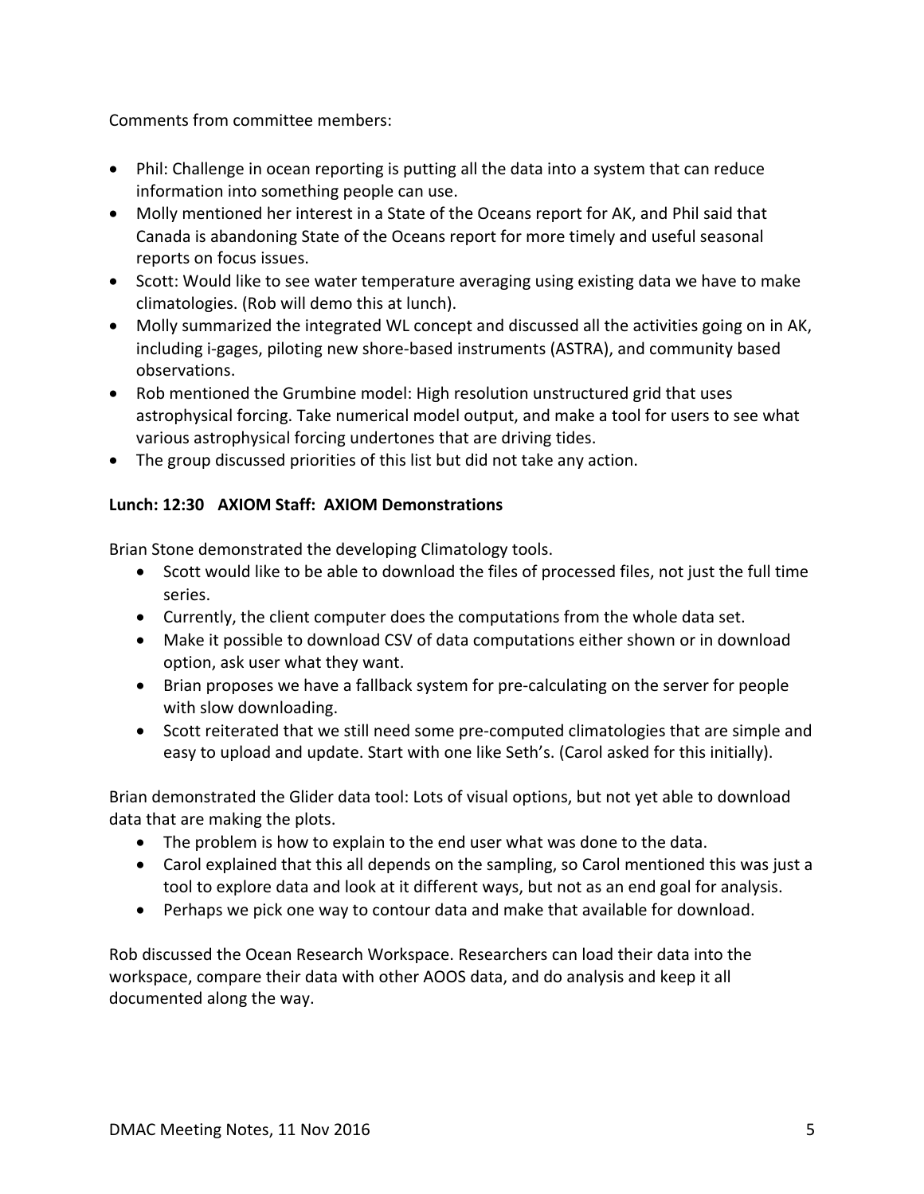Comments from committee members:

- Phil: Challenge in ocean reporting is putting all the data into a system that can reduce information into something people can use.
- Molly mentioned her interest in a State of the Oceans report for AK, and Phil said that Canada is abandoning State of the Oceans report for more timely and useful seasonal reports on focus issues.
- Scott: Would like to see water temperature averaging using existing data we have to make climatologies. (Rob will demo this at lunch).
- Molly summarized the integrated WL concept and discussed all the activities going on in AK, including i-gages, piloting new shore-based instruments (ASTRA), and community based observations.
- Rob mentioned the Grumbine model: High resolution unstructured grid that uses astrophysical forcing. Take numerical model output, and make a tool for users to see what various astrophysical forcing undertones that are driving tides.
- The group discussed priorities of this list but did not take any action.

**Lunch: 12:30 AXIOM Staff: AXIOM Demonstrations**

Brian Stone demonstrated the developing Climatology tools.

- Scott would like to be able to download the files of processed files, not just the full time series.
- Currently, the client computer does the computations from the whole data set.
- Make it possible to download CSV of data computations either shown or in download option, ask user what they want.
- Brian proposes we have a fallback system for pre-calculating on the server for people with slow downloading.
- Scott reiterated that we still need some pre-computed climatologies that are simple and easy to upload and update. Start with one like Seth's. (Carol asked for this initially).

Brian demonstrated the Glider data tool: Lots of visual options, but not yet able to download data that are making the plots.

- The problem is how to explain to the end user what was done to the data.
- Carol explained that this all depends on the sampling, so Carol mentioned this was just a tool to explore data and look at it different ways, but not as an end goal for analysis.
- Perhaps we pick one way to contour data and make that available for download.

Rob discussed the Ocean Research Workspace. Researchers can load their data into the workspace, compare their data with other AOOS data, and do analysis and keep it all documented along the way.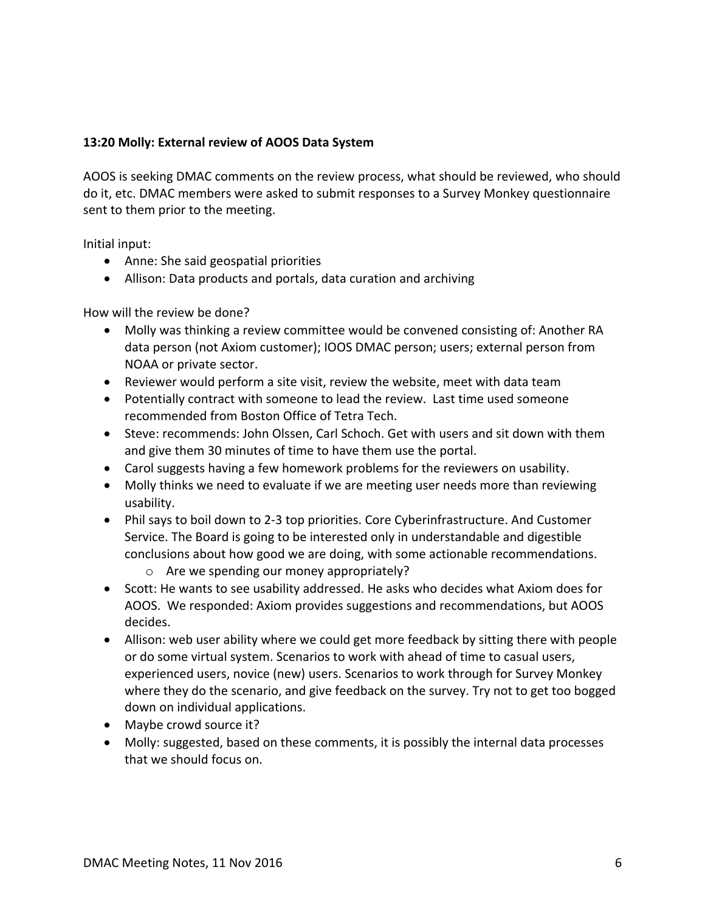**13:20 Molly: External review of AOOS Data System**

AOOS is seeking DMAC comments on the review process, what should be reviewed, who should do it, etc. DMAC members were asked to submit responses to a Survey Monkey questionnaire sent to them prior to the meeting.

Initial input:

- Anne: She said geospatial priorities
- Allison: Data products and portals, data curation and archiving

How will the review be done?

- Molly was thinking a review committee would be convened consisting of: Another RA data person (not Axiom customer); IOOS DMAC person; users; external person from NOAA or private sector.
- Reviewer would perform a site visit, review the website, meet with data team
- Potentially contract with someone to lead the review. Last time used someone recommended from Boston Office of Tetra Tech.
- Steve: recommends: John Olssen, Carl Schoch. Get with users and sit down with them and give them 30 minutes of time to have them use the portal.
- Carol suggests having a few homework problems for the reviewers on usability.
- Molly thinks we need to evaluate if we are meeting user needs more than reviewing usability.
- Phil says to boil down to 2-3 top priorities. Core Cyberinfrastructure. And Customer Service. The Board is going to be interested only in understandable and digestible conclusions about how good we are doing, with some actionable recommendations.
  - Are we spending our money appropriately?
- Scott: He wants to see usability addressed. He asks who decides what Axiom does for AOOS. We responded: Axiom provides suggestions and recommendations, but AOOS decides.
- Allison: web user ability where we could get more feedback by sitting there with people or do some virtual system. Scenarios to work with ahead of time to casual users, experienced users, novice (new) users. Scenarios to work through for Survey Monkey where they do the scenario, and give feedback on the survey. Try not to get too bogged down on individual applications.
- Maybe crowd source it?
- Molly: suggested, based on these comments, it is possibly the internal data processes that we should focus on.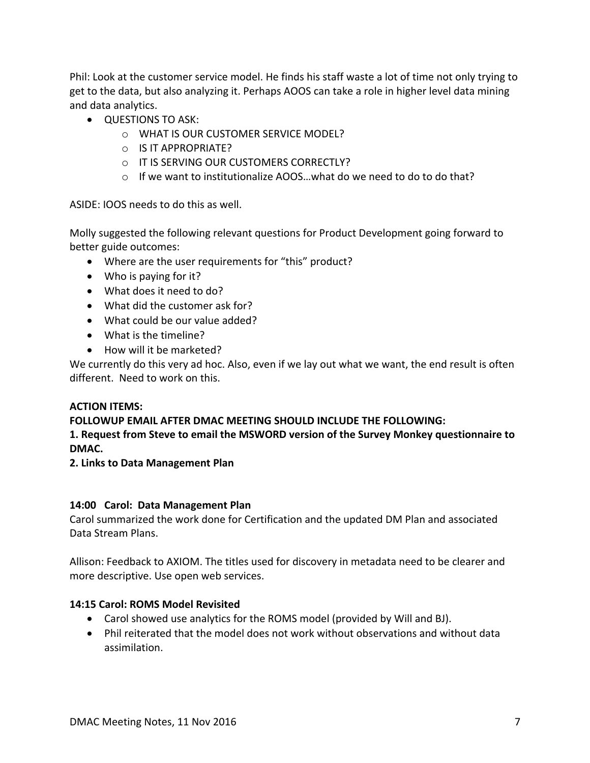Phil: Look at the customer service model. He finds his staff waste a lot of time not only trying to get to the data, but also analyzing it. Perhaps AOOS can take a role in higher level data mining and data analytics.

- QUESTIONS TO ASK:
    - WHAT IS OUR CUSTOMER SERVICE MODEL?
    - IS IT APPROPRIATE?
    - IT IS SERVING OUR CUSTOMERS CORRECTLY?
    - If we want to institutionalize AOOS…what do we need to do to do that?

ASIDE: IOOS needs to do this as well.

Molly suggested the following relevant questions for Product Development going forward to better guide outcomes:

- Where are the user requirements for "this" product?
- Who is paying for it?
- What does it need to do?
- What did the customer ask for?
- What could be our value added?
- What is the timeline?
- How will it be marketed?

We currently do this very ad hoc. Also, even if we lay out what we want, the end result is often different. Need to work on this.

**ACTION ITEMS:**
**FOLLOWUP EMAIL AFTER DMAC MEETING SHOULD INCLUDE THE FOLLOWING:**
**1. Request from Steve to email the MSWORD version of the Survey Monkey questionnaire to DMAC.**
**2. Links to Data Management Plan**

### 14:00 Carol: Data Management Plan

Carol summarized the work done for Certification and the updated DM Plan and associated Data Stream Plans.

Allison: Feedback to AXIOM. The titles used for discovery in metadata need to be clearer and more descriptive. Use open web services.

### 14:15 Carol: ROMS Model Revisited

- Carol showed use analytics for the ROMS model (provided by Will and BJ).
- Phil reiterated that the model does not work without observations and without data assimilation.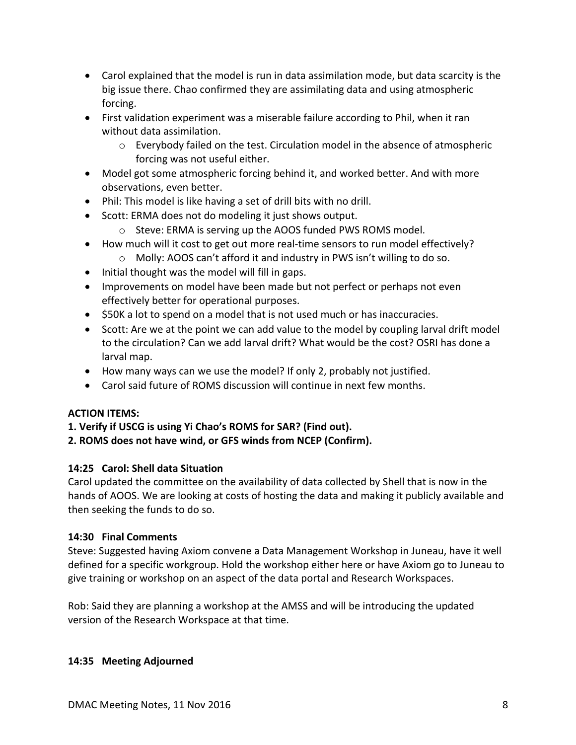- Carol explained that the model is run in data assimilation mode, but data scarcity is the big issue there. Chao confirmed they are assimilating data and using atmospheric forcing.
- First validation experiment was a miserable failure according to Phil, when it ran without data assimilation.
    - Everybody failed on the test. Circulation model in the absence of atmospheric forcing was not useful either.
- Model got some atmospheric forcing behind it, and worked better. And with more observations, even better.
- Phil: This model is like having a set of drill bits with no drill.
- Scott: ERMA does not do modeling it just shows output.
    - Steve: ERMA is serving up the AOOS funded PWS ROMS model.
- How much will it cost to get out more real-time sensors to run model effectively?
    - Molly: AOOS can't afford it and industry in PWS isn't willing to do so.
- Initial thought was the model will fill in gaps.
- Improvements on model have been made but not perfect or perhaps not even effectively better for operational purposes.
- $50K a lot to spend on a model that is not used much or has inaccuracies.
- Scott: Are we at the point we can add value to the model by coupling larval drift model to the circulation? Can we add larval drift? What would be the cost? OSRI has done a larval map.
- How many ways can we use the model? If only 2, probably not justified.
- Carol said future of ROMS discussion will continue in next few months.

**ACTION ITEMS:**

**1. Verify if USCG is using Yi Chao's ROMS for SAR? (Find out).**

**2. ROMS does not have wind, or GFS winds from NCEP (Confirm).**

**14:25 Carol: Shell data Situation**

Carol updated the committee on the availability of data collected by Shell that is now in the hands of AOOS. We are looking at costs of hosting the data and making it publicly available and then seeking the funds to do so.

**14:30 Final Comments**

Steve: Suggested having Axiom convene a Data Management Workshop in Juneau, have it well defined for a specific workgroup. Hold the workshop either here or have Axiom go to Juneau to give training or workshop on an aspect of the data portal and Research Workspaces.

Rob: Said they are planning a workshop at the AMSS and will be introducing the updated version of the Research Workspace at that time.

**14:35 Meeting Adjourned**